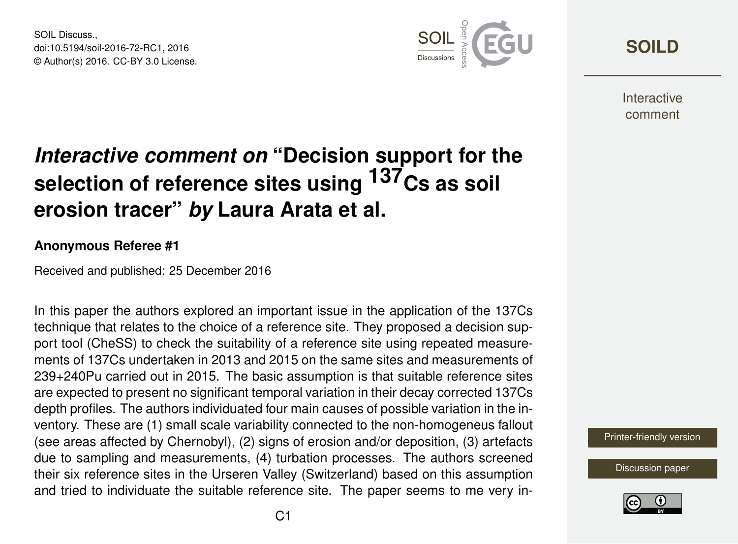# *Interactive comment on* "Decision support for the selection of reference sites using $^{137}$Cs as soil erosion tracer" *by* Laura Arata et al.

**Anonymous Referee #1**

Received and published: 25 December 2016

In this paper the authors explored an important issue in the application of the 137Cs technique that relates to the choice of a reference site. They proposed a decision support tool (CheSS) to check the suitability of a reference site using repeated measurements of 137Cs undertaken in 2013 and 2015 on the same sites and measurements of 239+240Pu carried out in 2015. The basic assumption is that suitable reference sites are expected to present no significant temporal variation in their decay corrected 137Cs depth profiles. The authors individuated four main causes of possible variation in the inventory. These are (1) small scale variability connected to the non-homogeneus fallout (see areas affected by Chernobyl), (2) signs of erosion and/or deposition, (3) artefacts due to sampling and measurements, (4) turbation processes. The authors screened their six reference sites in the Urseren Valley (Switzerland) based on this assumption and tried to individuate the suitable reference site. The paper seems to me very in-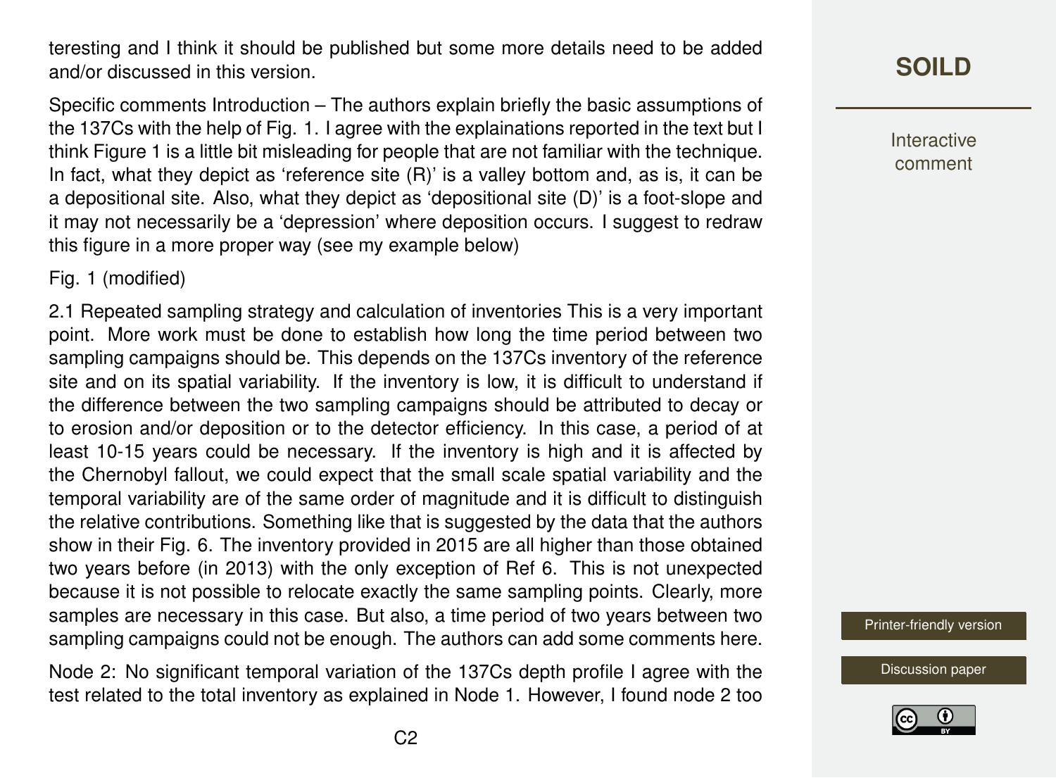teresting and I think it should be published but some more details need to be added and/or discussed in this version.

Specific comments Introduction – The authors explain briefly the basic assumptions of the 137Cs with the help of Fig. 1. I agree with the explainations reported in the text but I think Figure 1 is a little bit misleading for people that are not familiar with the technique. In fact, what they depict as 'reference site (R)' is a valley bottom and, as is, it can be a depositional site. Also, what they depict as 'depositional site (D)' is a foot-slope and it may not necessarily be a 'depression' where deposition occurs. I suggest to redraw this figure in a more proper way (see my example below)

Fig. 1 (modified)

2.1 Repeated sampling strategy and calculation of inventories This is a very important point. More work must be done to establish how long the time period between two sampling campaigns should be. This depends on the 137Cs inventory of the reference site and on its spatial variability. If the inventory is low, it is difficult to understand if the difference between the two sampling campaigns should be attributed to decay or to erosion and/or deposition or to the detector efficiency. In this case, a period of at least 10-15 years could be necessary. If the inventory is high and it is affected by the Chernobyl fallout, we could expect that the small scale spatial variability and the temporal variability are of the same order of magnitude and it is difficult to distinguish the relative contributions. Something like that is suggested by the data that the authors show in their Fig. 6. The inventory provided in 2015 are all higher than those obtained two years before (in 2013) with the only exception of Ref 6. This is not unexpected because it is not possible to relocate exactly the same sampling points. Clearly, more samples are necessary in this case. But also, a time period of two years between two sampling campaigns could not be enough. The authors can add some comments here.

Node 2: No significant temporal variation of the 137Cs depth profile I agree with the test related to the total inventory as explained in Node 1. However, I found node 2 too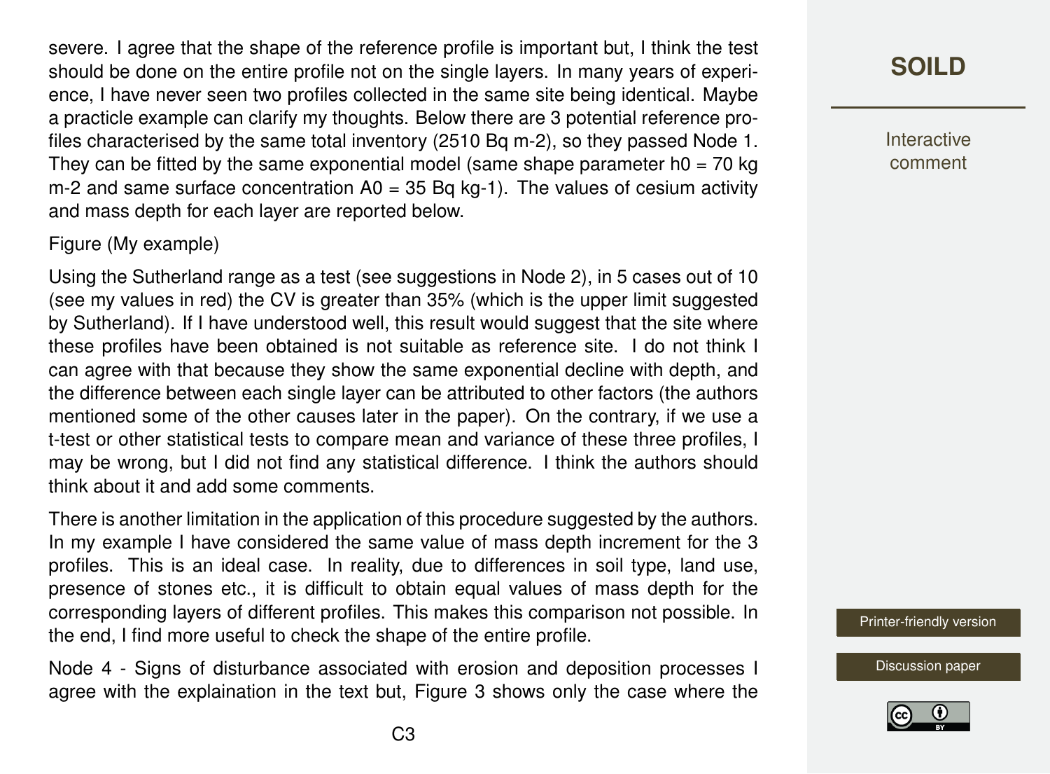severe. I agree that the shape of the reference profile is important but, I think the test should be done on the entire profile not on the single layers. In many years of experience, I have never seen two profiles collected in the same site being identical. Maybe a practicle example can clarify my thoughts. Below there are 3 potential reference profiles characterised by the same total inventory (2510 Bq m-2), so they passed Node 1. They can be fitted by the same exponential model (same shape parameter h0 = 70 kg m-2 and same surface concentration A0 = 35 Bq kg-1). The values of cesium activity and mass depth for each layer are reported below.

Figure (My example)

Using the Sutherland range as a test (see suggestions in Node 2), in 5 cases out of 10 (see my values in red) the CV is greater than 35% (which is the upper limit suggested by Sutherland). If I have understood well, this result would suggest that the site where these profiles have been obtained is not suitable as reference site. I do not think I can agree with that because they show the same exponential decline with depth, and the difference between each single layer can be attributed to other factors (the authors mentioned some of the other causes later in the paper). On the contrary, if we use a t-test or other statistical tests to compare mean and variance of these three profiles, I may be wrong, but I did not find any statistical difference. I think the authors should think about it and add some comments.

There is another limitation in the application of this procedure suggested by the authors. In my example I have considered the same value of mass depth increment for the 3 profiles. This is an ideal case. In reality, due to differences in soil type, land use, presence of stones etc., it is difficult to obtain equal values of mass depth for the corresponding layers of different profiles. This makes this comparison not possible. In the end, I find more useful to check the shape of the entire profile.

Node 4 - Signs of disturbance associated with erosion and deposition processes I agree with the explaination in the text but, Figure 3 shows only the case where the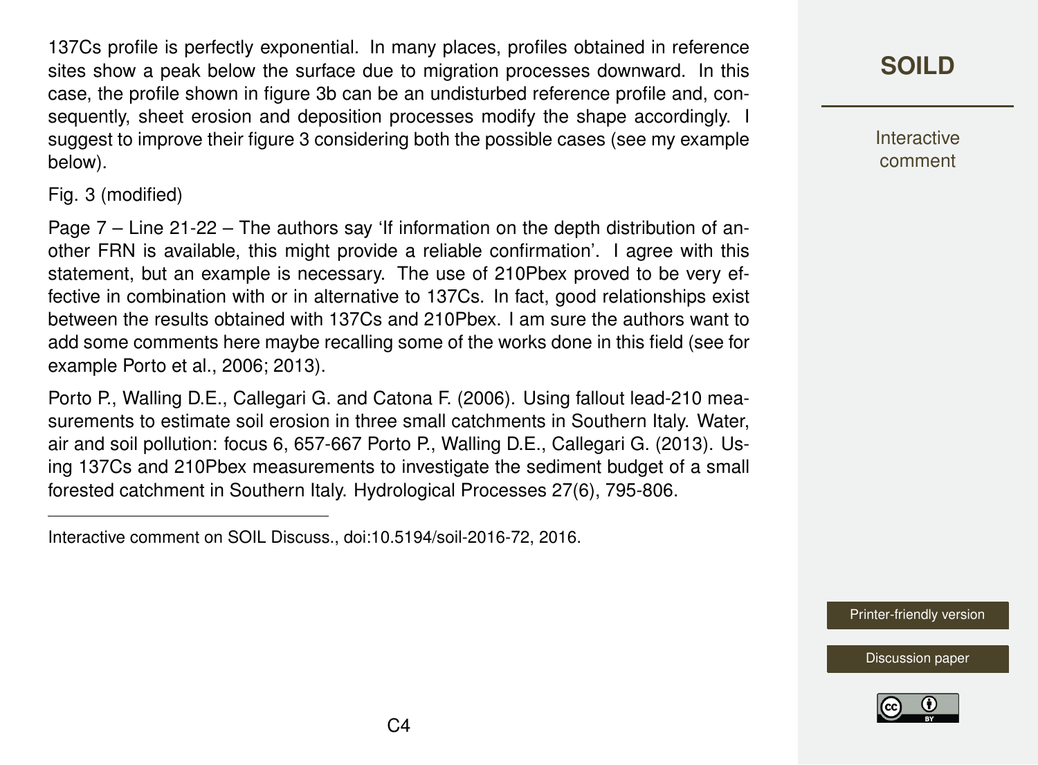137Cs profile is perfectly exponential. In many places, profiles obtained in reference sites show a peak below the surface due to migration processes downward. In this case, the profile shown in figure 3b can be an undisturbed reference profile and, consequently, sheet erosion and deposition processes modify the shape accordingly. I suggest to improve their figure 3 considering both the possible cases (see my example below).

Fig. 3 (modified)

Page 7 – Line 21-22 – The authors say 'If information on the depth distribution of another FRN is available, this might provide a reliable confirmation'. I agree with this statement, but an example is necessary. The use of 210Pbex proved to be very effective in combination with or in alternative to 137Cs. In fact, good relationships exist between the results obtained with 137Cs and 210Pbex. I am sure the authors want to add some comments here maybe recalling some of the works done in this field (see for example Porto et al., 2006; 2013).

Porto P., Walling D.E., Callegari G. and Catona F. (2006). Using fallout lead-210 measurements to estimate soil erosion in three small catchments in Southern Italy. Water, air and soil pollution: focus 6, 657-667 Porto P., Walling D.E., Callegari G. (2013). Using 137Cs and 210Pbex measurements to investigate the sediment budget of a small forested catchment in Southern Italy. Hydrological Processes 27(6), 795-806.

Interactive comment on SOIL Discuss., doi:10.5194/soil-2016-72, 2016.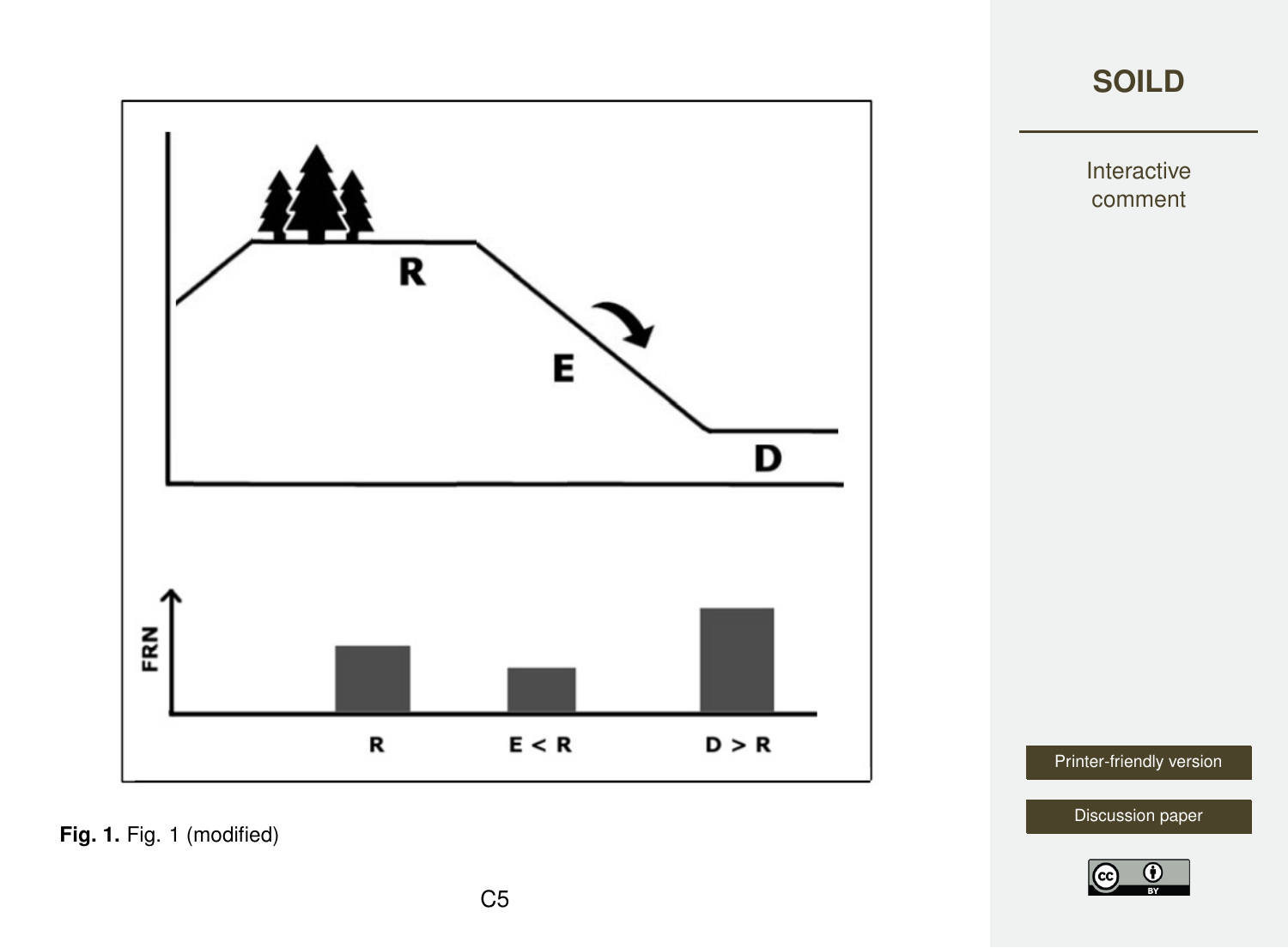**Fig. 1.** Fig. 1 (modified)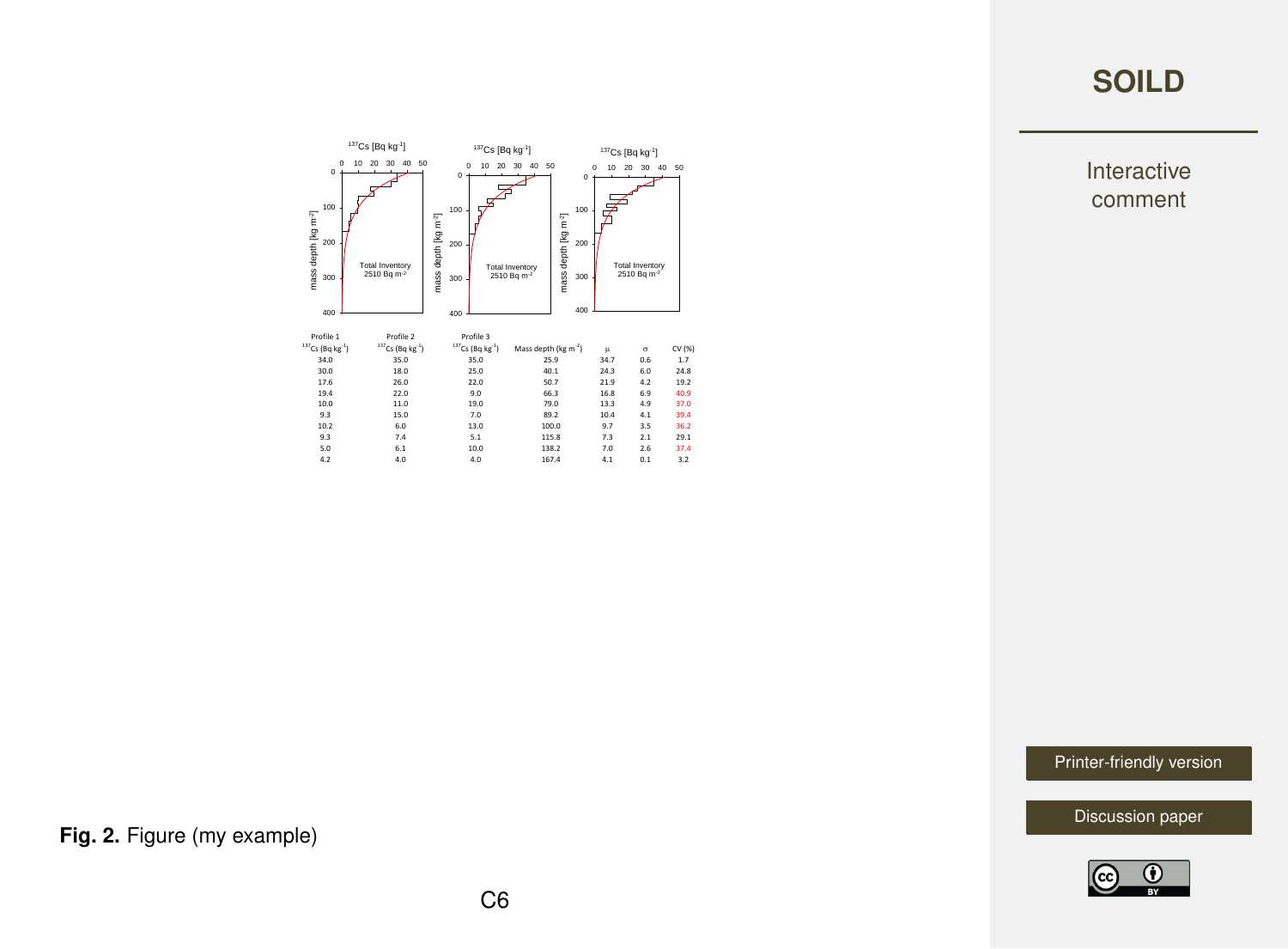| Profile 1 | Profile 2 | Profile 3 | | | | |
|---|---|---|---|---|---|---|
| $^{137}$Cs (Bq kg$^{-1}$) | $^{137}$Cs (Bq kg$^{-1}$) | $^{137}$Cs (Bq kg$^{-1}$) | Mass depth (kg m$^{-2}$) | μ | σ | CV (%) |
| 34.0 | 35.0 | 35.0 | 25.9 | 34.7 | 0.6 | 1.7 |
| 30.0 | 18.0 | 25.0 | 40.1 | 24.3 | 6.0 | 24.8 |
| 17.6 | 26.0 | 22.0 | 50.7 | 21.9 | 4.2 | 19.2 |
| 19.4 | 22.0 | 9.0 | 66.3 | 16.8 | 6.9 | 40.9 |
| 10.0 | 11.0 | 19.0 | 79.0 | 13.3 | 4.9 | 37.0 |
| 9.3 | 15.0 | 7.0 | 89.2 | 10.4 | 4.1 | 39.4 |
| 10.2 | 6.0 | 13.0 | 100.0 | 9.7 | 3.5 | 36.2 |
| 9.3 | 7.4 | 5.1 | 115.8 | 7.3 | 2.1 | 29.1 |
| 5.0 | 6.1 | 10.0 | 138.2 | 7.0 | 2.6 | 37.4 |
| 4.2 | 4.0 | 4.0 | 167.4 | 4.1 | 0.1 | 3.2 |

**Fig. 2.** Figure (my example)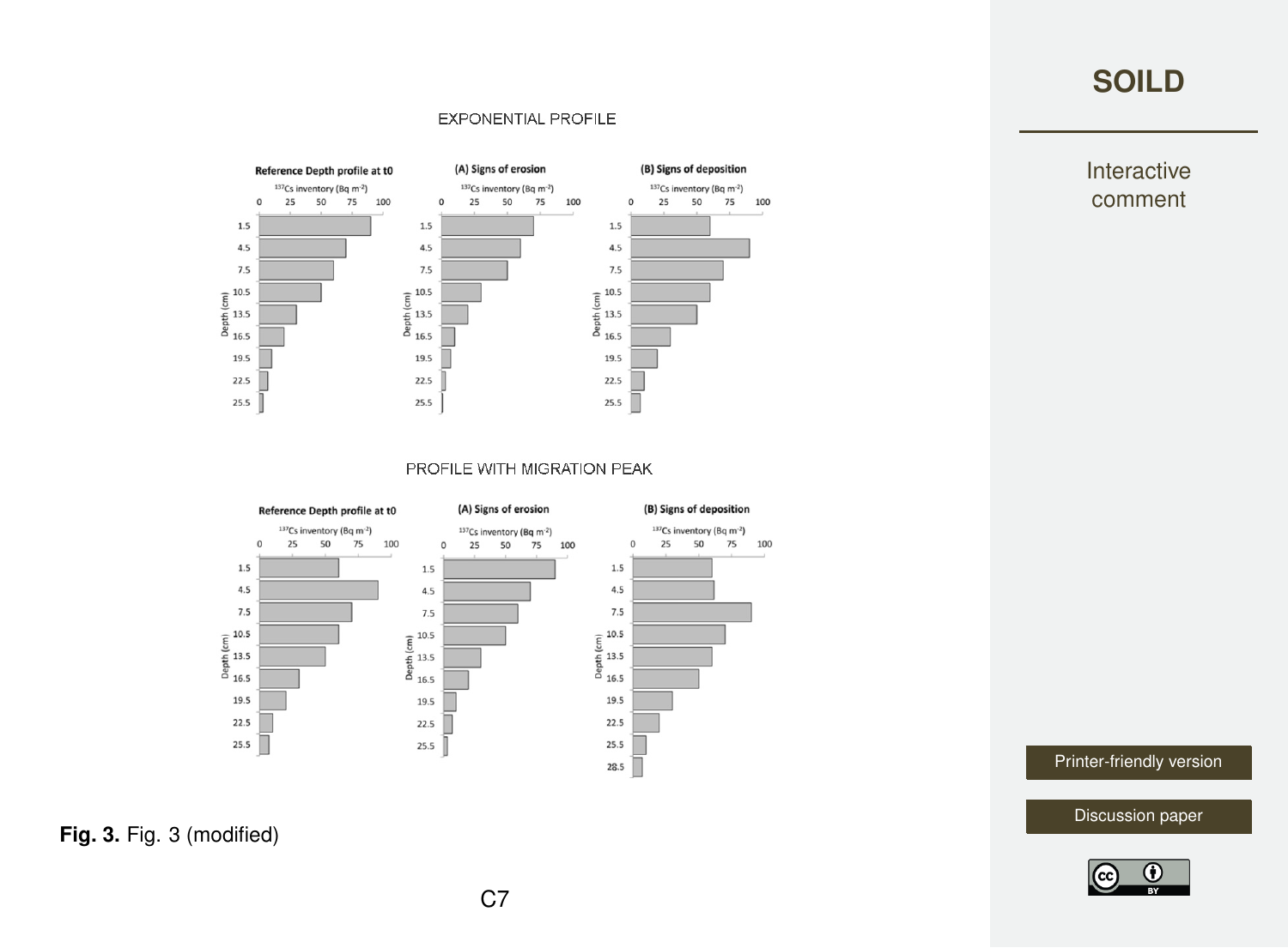EXPONENTIAL PROFILE

Reference Depth profile at t0

$^{137}$Cs inventory (Bq m$^{-2}$)

0 25 50 75 100

Depth (cm)

1.5
4.5
7.5
10.5
13.5
16.5
19.5
22.5
25.5

(A) Signs of erosion

$^{137}$Cs inventory (Bq m$^{-2}$)

0 25 50 75 100

Depth (cm)

1.5
4.5
7.5
10.5
13.5
16.5
19.5
22.5
25.5

(B) Signs of deposition

$^{137}$Cs inventory (Bq m$^{-2}$)

0 25 50 75 100

Depth (cm)

1.5
4.5
7.5
10.5
13.5
16.5
19.5
22.5
25.5

PROFILE WITH MIGRATION PEAK

Reference Depth profile at t0

$^{137}$Cs inventory (Bq m$^{-2}$)

0 25 50 75 100

Depth (cm)

1.5
4.5
7.5
10.5
13.5
16.5
19.5
22.5
25.5

(A) Signs of erosion

$^{137}$Cs inventory (Bq m$^{-2}$)

0 25 50 75 100

Depth (cm)

1.5
4.5
7.5
10.5
13.5
16.5
19.5
22.5
25.5

(B) Signs of deposition

$^{137}$Cs inventory (Bq m$^{-2}$)

0 25 50 75 100

Depth (cm)

1.5
4.5
7.5
10.5
13.5
16.5
19.5
22.5
25.5
28.5

**Fig. 3.** Fig. 3 (modified)